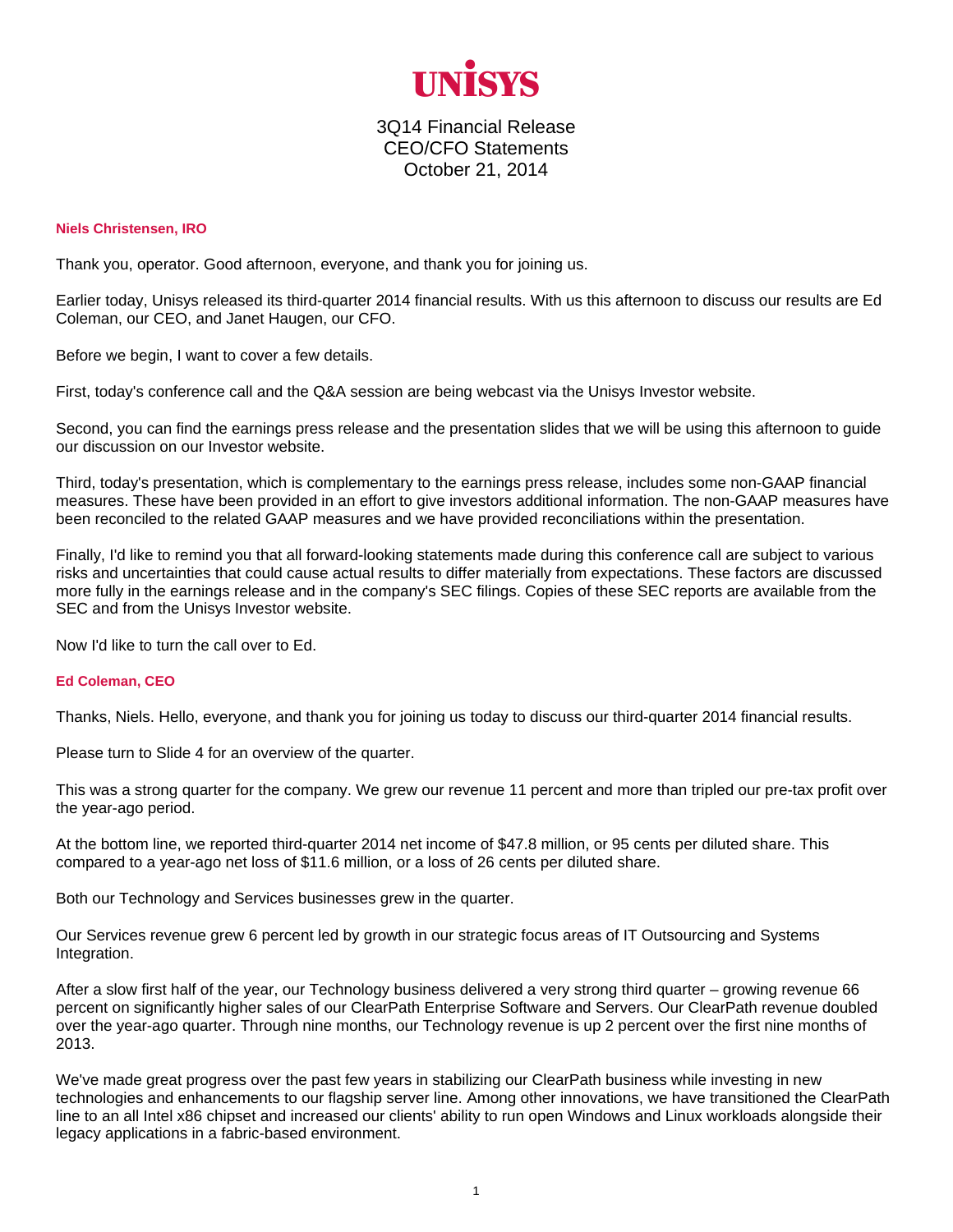# UNISYS

3Q14 Financial Release
CEO/CFO Statements
October 21, 2014

**Niels Christensen, IRO**

Thank you, operator. Good afternoon, everyone, and thank you for joining us.

Earlier today, Unisys released its third-quarter 2014 financial results. With us this afternoon to discuss our results are Ed Coleman, our CEO, and Janet Haugen, our CFO.

Before we begin, I want to cover a few details.

First, today's conference call and the Q&A session are being webcast via the Unisys Investor website.

Second, you can find the earnings press release and the presentation slides that we will be using this afternoon to guide our discussion on our Investor website.

Third, today's presentation, which is complementary to the earnings press release, includes some non-GAAP financial measures. These have been provided in an effort to give investors additional information. The non-GAAP measures have been reconciled to the related GAAP measures and we have provided reconciliations within the presentation.

Finally, I'd like to remind you that all forward-looking statements made during this conference call are subject to various risks and uncertainties that could cause actual results to differ materially from expectations. These factors are discussed more fully in the earnings release and in the company's SEC filings. Copies of these SEC reports are available from the SEC and from the Unisys Investor website.

Now I'd like to turn the call over to Ed.

**Ed Coleman, CEO**

Thanks, Niels. Hello, everyone, and thank you for joining us today to discuss our third-quarter 2014 financial results.

Please turn to Slide 4 for an overview of the quarter.

This was a strong quarter for the company. We grew our revenue 11 percent and more than tripled our pre-tax profit over the year-ago period.

At the bottom line, we reported third-quarter 2014 net income of $47.8 million, or 95 cents per diluted share. This compared to a year-ago net loss of $11.6 million, or a loss of 26 cents per diluted share.

Both our Technology and Services businesses grew in the quarter.

Our Services revenue grew 6 percent led by growth in our strategic focus areas of IT Outsourcing and Systems Integration.

After a slow first half of the year, our Technology business delivered a very strong third quarter – growing revenue 66 percent on significantly higher sales of our ClearPath Enterprise Software and Servers. Our ClearPath revenue doubled over the year-ago quarter. Through nine months, our Technology revenue is up 2 percent over the first nine months of 2013.

We've made great progress over the past few years in stabilizing our ClearPath business while investing in new technologies and enhancements to our flagship server line. Among other innovations, we have transitioned the ClearPath line to an all Intel x86 chipset and increased our clients' ability to run open Windows and Linux workloads alongside their legacy applications in a fabric-based environment.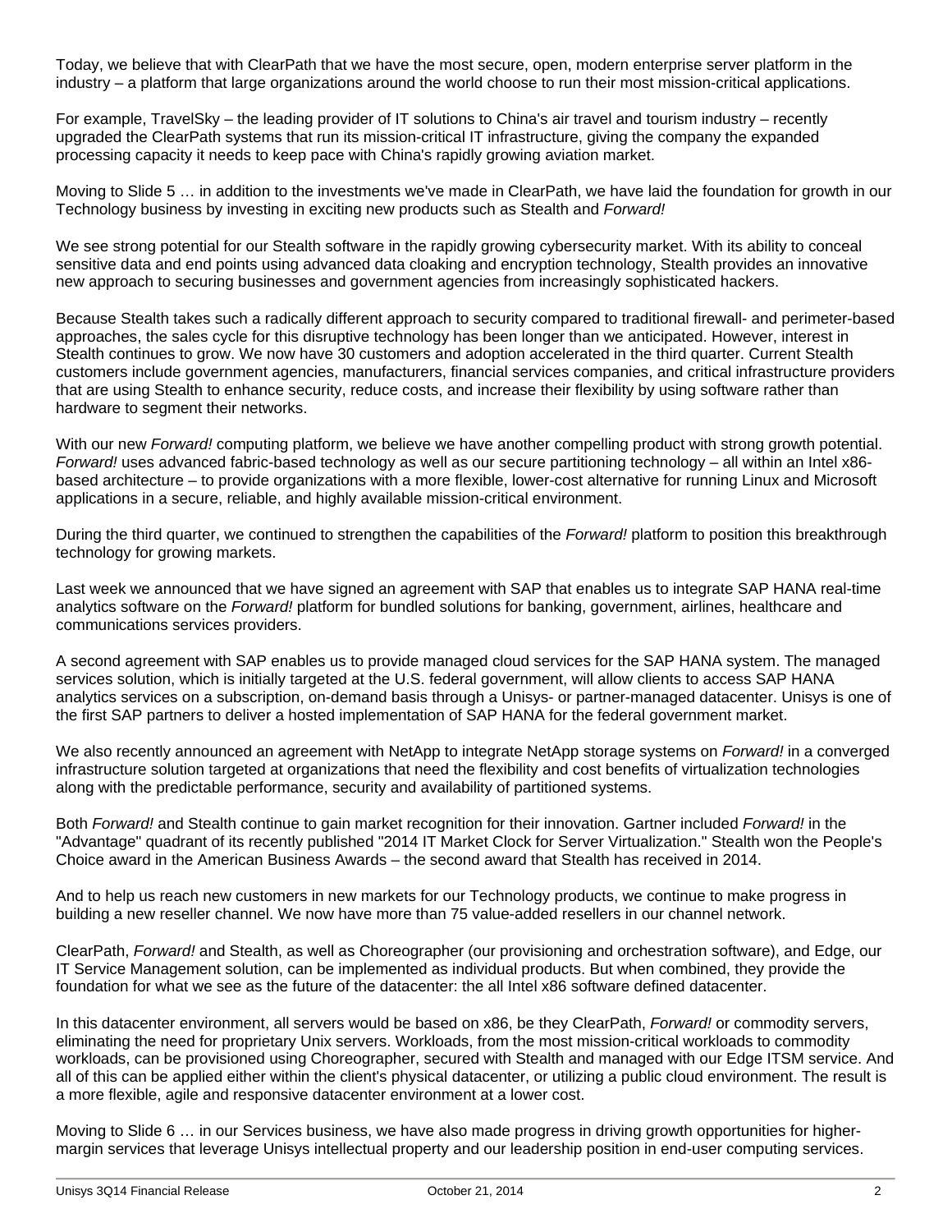Today, we believe that with ClearPath that we have the most secure, open, modern enterprise server platform in the industry – a platform that large organizations around the world choose to run their most mission-critical applications.

For example, TravelSky – the leading provider of IT solutions to China's air travel and tourism industry – recently upgraded the ClearPath systems that run its mission-critical IT infrastructure, giving the company the expanded processing capacity it needs to keep pace with China's rapidly growing aviation market.

Moving to Slide 5 … in addition to the investments we've made in ClearPath, we have laid the foundation for growth in our Technology business by investing in exciting new products such as Stealth and *Forward!*

We see strong potential for our Stealth software in the rapidly growing cybersecurity market. With its ability to conceal sensitive data and end points using advanced data cloaking and encryption technology, Stealth provides an innovative new approach to securing businesses and government agencies from increasingly sophisticated hackers.

Because Stealth takes such a radically different approach to security compared to traditional firewall- and perimeter-based approaches, the sales cycle for this disruptive technology has been longer than we anticipated. However, interest in Stealth continues to grow. We now have 30 customers and adoption accelerated in the third quarter. Current Stealth customers include government agencies, manufacturers, financial services companies, and critical infrastructure providers that are using Stealth to enhance security, reduce costs, and increase their flexibility by using software rather than hardware to segment their networks.

With our new *Forward!* computing platform, we believe we have another compelling product with strong growth potential. *Forward!* uses advanced fabric-based technology as well as our secure partitioning technology – all within an Intel x86-based architecture – to provide organizations with a more flexible, lower-cost alternative for running Linux and Microsoft applications in a secure, reliable, and highly available mission-critical environment.

During the third quarter, we continued to strengthen the capabilities of the *Forward!* platform to position this breakthrough technology for growing markets.

Last week we announced that we have signed an agreement with SAP that enables us to integrate SAP HANA real-time analytics software on the *Forward!* platform for bundled solutions for banking, government, airlines, healthcare and communications services providers.

A second agreement with SAP enables us to provide managed cloud services for the SAP HANA system. The managed services solution, which is initially targeted at the U.S. federal government, will allow clients to access SAP HANA analytics services on a subscription, on-demand basis through a Unisys- or partner-managed datacenter. Unisys is one of the first SAP partners to deliver a hosted implementation of SAP HANA for the federal government market.

We also recently announced an agreement with NetApp to integrate NetApp storage systems on *Forward!* in a converged infrastructure solution targeted at organizations that need the flexibility and cost benefits of virtualization technologies along with the predictable performance, security and availability of partitioned systems.

Both *Forward!* and Stealth continue to gain market recognition for their innovation. Gartner included *Forward!* in the "Advantage" quadrant of its recently published "2014 IT Market Clock for Server Virtualization." Stealth won the People's Choice award in the American Business Awards – the second award that Stealth has received in 2014.

And to help us reach new customers in new markets for our Technology products, we continue to make progress in building a new reseller channel. We now have more than 75 value-added resellers in our channel network.

ClearPath, *Forward!* and Stealth, as well as Choreographer (our provisioning and orchestration software), and Edge, our IT Service Management solution, can be implemented as individual products. But when combined, they provide the foundation for what we see as the future of the datacenter: the all Intel x86 software defined datacenter.

In this datacenter environment, all servers would be based on x86, be they ClearPath, *Forward!* or commodity servers, eliminating the need for proprietary Unix servers. Workloads, from the most mission-critical workloads to commodity workloads, can be provisioned using Choreographer, secured with Stealth and managed with our Edge ITSM service. And all of this can be applied either within the client's physical datacenter, or utilizing a public cloud environment. The result is a more flexible, agile and responsive datacenter environment at a lower cost.

Moving to Slide 6 … in our Services business, we have also made progress in driving growth opportunities for higher-margin services that leverage Unisys intellectual property and our leadership position in end-user computing services.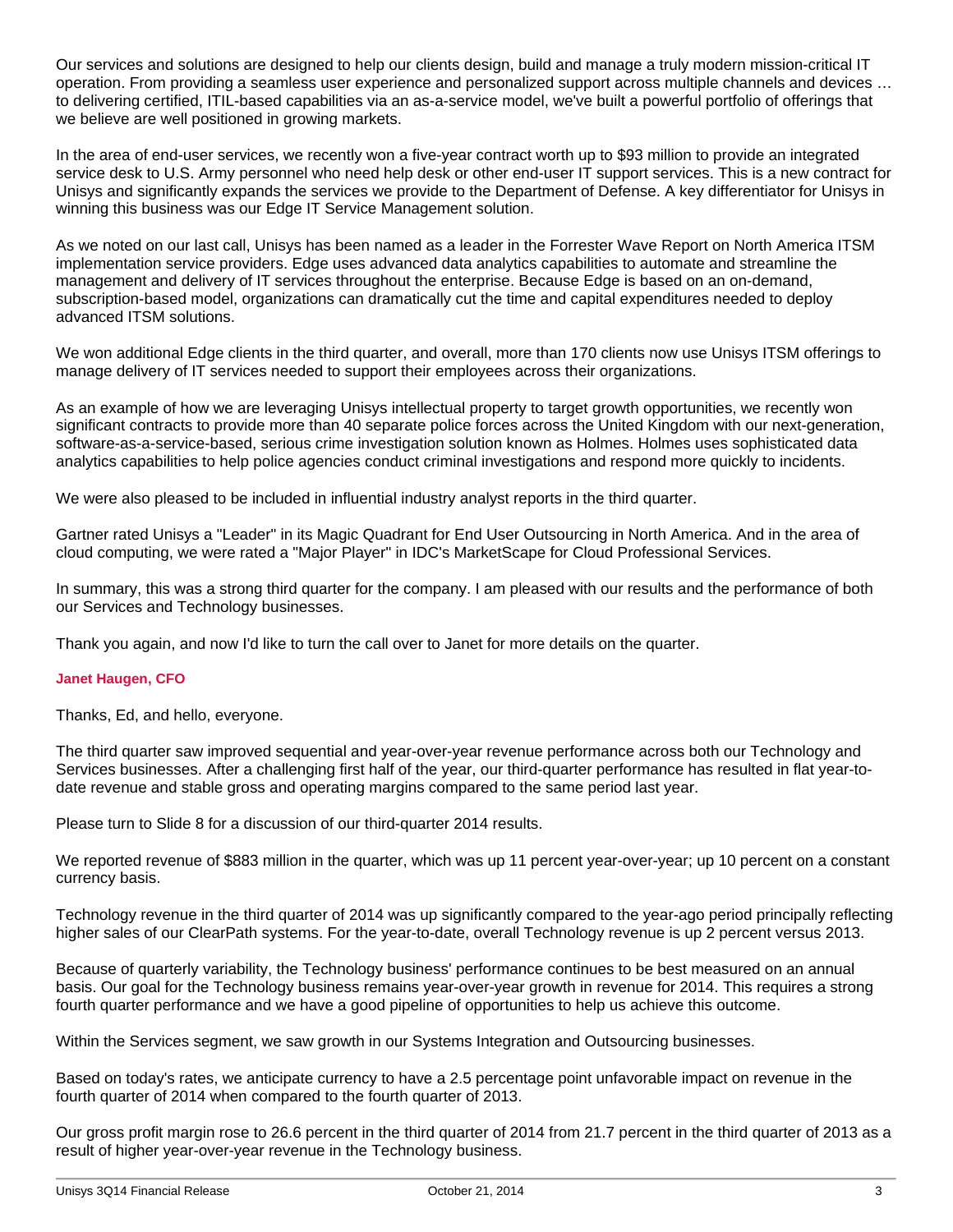Our services and solutions are designed to help our clients design, build and manage a truly modern mission-critical IT operation. From providing a seamless user experience and personalized support across multiple channels and devices … to delivering certified, ITIL-based capabilities via an as-a-service model, we've built a powerful portfolio of offerings that we believe are well positioned in growing markets.

In the area of end-user services, we recently won a five-year contract worth up to $93 million to provide an integrated service desk to U.S. Army personnel who need help desk or other end-user IT support services. This is a new contract for Unisys and significantly expands the services we provide to the Department of Defense. A key differentiator for Unisys in winning this business was our Edge IT Service Management solution.

As we noted on our last call, Unisys has been named as a leader in the Forrester Wave Report on North America ITSM implementation service providers. Edge uses advanced data analytics capabilities to automate and streamline the management and delivery of IT services throughout the enterprise. Because Edge is based on an on-demand, subscription-based model, organizations can dramatically cut the time and capital expenditures needed to deploy advanced ITSM solutions.

We won additional Edge clients in the third quarter, and overall, more than 170 clients now use Unisys ITSM offerings to manage delivery of IT services needed to support their employees across their organizations.

As an example of how we are leveraging Unisys intellectual property to target growth opportunities, we recently won significant contracts to provide more than 40 separate police forces across the United Kingdom with our next-generation, software-as-a-service-based, serious crime investigation solution known as Holmes. Holmes uses sophisticated data analytics capabilities to help police agencies conduct criminal investigations and respond more quickly to incidents.

We were also pleased to be included in influential industry analyst reports in the third quarter.

Gartner rated Unisys a "Leader" in its Magic Quadrant for End User Outsourcing in North America. And in the area of cloud computing, we were rated a "Major Player" in IDC's MarketScape for Cloud Professional Services.

In summary, this was a strong third quarter for the company. I am pleased with our results and the performance of both our Services and Technology businesses.

Thank you again, and now I'd like to turn the call over to Janet for more details on the quarter.

**Janet Haugen, CFO**

Thanks, Ed, and hello, everyone.

The third quarter saw improved sequential and year-over-year revenue performance across both our Technology and Services businesses. After a challenging first half of the year, our third-quarter performance has resulted in flat year-to-date revenue and stable gross and operating margins compared to the same period last year.

Please turn to Slide 8 for a discussion of our third-quarter 2014 results.

We reported revenue of $883 million in the quarter, which was up 11 percent year-over-year; up 10 percent on a constant currency basis.

Technology revenue in the third quarter of 2014 was up significantly compared to the year-ago period principally reflecting higher sales of our ClearPath systems. For the year-to-date, overall Technology revenue is up 2 percent versus 2013.

Because of quarterly variability, the Technology business' performance continues to be best measured on an annual basis. Our goal for the Technology business remains year-over-year growth in revenue for 2014. This requires a strong fourth quarter performance and we have a good pipeline of opportunities to help us achieve this outcome.

Within the Services segment, we saw growth in our Systems Integration and Outsourcing businesses.

Based on today's rates, we anticipate currency to have a 2.5 percentage point unfavorable impact on revenue in the fourth quarter of 2014 when compared to the fourth quarter of 2013.

Our gross profit margin rose to 26.6 percent in the third quarter of 2014 from 21.7 percent in the third quarter of 2013 as a result of higher year-over-year revenue in the Technology business.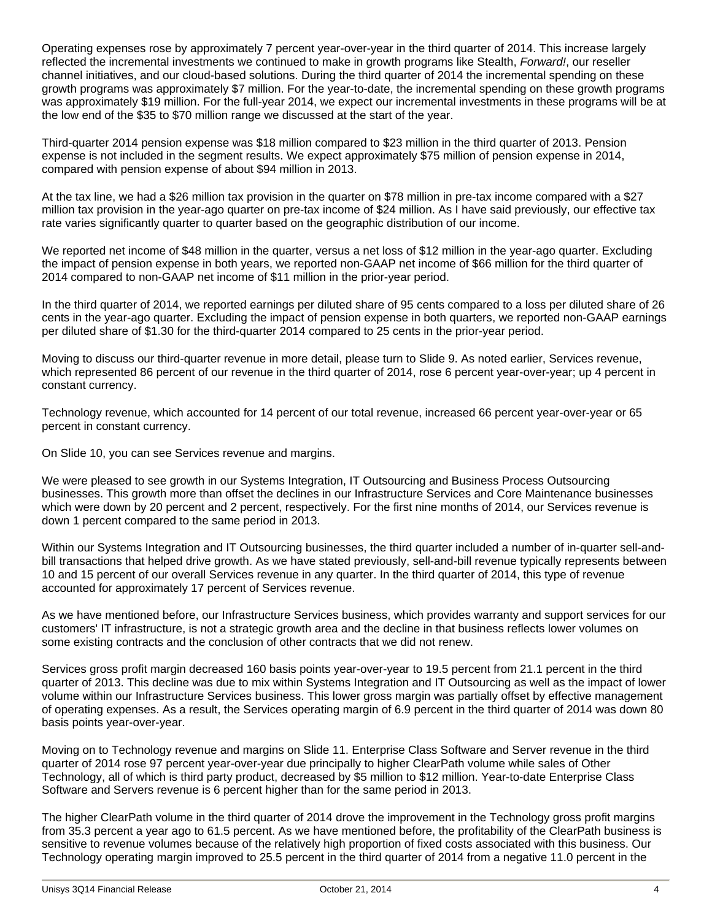Operating expenses rose by approximately 7 percent year-over-year in the third quarter of 2014. This increase largely reflected the incremental investments we continued to make in growth programs like Stealth, *Forward!*, our reseller channel initiatives, and our cloud-based solutions. During the third quarter of 2014 the incremental spending on these growth programs was approximately $7 million. For the year-to-date, the incremental spending on these growth programs was approximately $19 million. For the full-year 2014, we expect our incremental investments in these programs will be at the low end of the $35 to $70 million range we discussed at the start of the year.

Third-quarter 2014 pension expense was $18 million compared to $23 million in the third quarter of 2013. Pension expense is not included in the segment results. We expect approximately $75 million of pension expense in 2014, compared with pension expense of about $94 million in 2013.

At the tax line, we had a $26 million tax provision in the quarter on $78 million in pre-tax income compared with a $27 million tax provision in the year-ago quarter on pre-tax income of $24 million. As I have said previously, our effective tax rate varies significantly quarter to quarter based on the geographic distribution of our income.

We reported net income of $48 million in the quarter, versus a net loss of $12 million in the year-ago quarter. Excluding the impact of pension expense in both years, we reported non-GAAP net income of $66 million for the third quarter of 2014 compared to non-GAAP net income of $11 million in the prior-year period.

In the third quarter of 2014, we reported earnings per diluted share of 95 cents compared to a loss per diluted share of 26 cents in the year-ago quarter. Excluding the impact of pension expense in both quarters, we reported non-GAAP earnings per diluted share of $1.30 for the third-quarter 2014 compared to 25 cents in the prior-year period.

Moving to discuss our third-quarter revenue in more detail, please turn to Slide 9. As noted earlier, Services revenue, which represented 86 percent of our revenue in the third quarter of 2014, rose 6 percent year-over-year; up 4 percent in constant currency.

Technology revenue, which accounted for 14 percent of our total revenue, increased 66 percent year-over-year or 65 percent in constant currency.

On Slide 10, you can see Services revenue and margins.

We were pleased to see growth in our Systems Integration, IT Outsourcing and Business Process Outsourcing businesses. This growth more than offset the declines in our Infrastructure Services and Core Maintenance businesses which were down by 20 percent and 2 percent, respectively. For the first nine months of 2014, our Services revenue is down 1 percent compared to the same period in 2013.

Within our Systems Integration and IT Outsourcing businesses, the third quarter included a number of in-quarter sell-and-bill transactions that helped drive growth. As we have stated previously, sell-and-bill revenue typically represents between 10 and 15 percent of our overall Services revenue in any quarter. In the third quarter of 2014, this type of revenue accounted for approximately 17 percent of Services revenue.

As we have mentioned before, our Infrastructure Services business, which provides warranty and support services for our customers' IT infrastructure, is not a strategic growth area and the decline in that business reflects lower volumes on some existing contracts and the conclusion of other contracts that we did not renew.

Services gross profit margin decreased 160 basis points year-over-year to 19.5 percent from 21.1 percent in the third quarter of 2013. This decline was due to mix within Systems Integration and IT Outsourcing as well as the impact of lower volume within our Infrastructure Services business. This lower gross margin was partially offset by effective management of operating expenses. As a result, the Services operating margin of 6.9 percent in the third quarter of 2014 was down 80 basis points year-over-year.

Moving on to Technology revenue and margins on Slide 11. Enterprise Class Software and Server revenue in the third quarter of 2014 rose 97 percent year-over-year due principally to higher ClearPath volume while sales of Other Technology, all of which is third party product, decreased by $5 million to $12 million. Year-to-date Enterprise Class Software and Servers revenue is 6 percent higher than for the same period in 2013.

The higher ClearPath volume in the third quarter of 2014 drove the improvement in the Technology gross profit margins from 35.3 percent a year ago to 61.5 percent. As we have mentioned before, the profitability of the ClearPath business is sensitive to revenue volumes because of the relatively high proportion of fixed costs associated with this business. Our Technology operating margin improved to 25.5 percent in the third quarter of 2014 from a negative 11.0 percent in the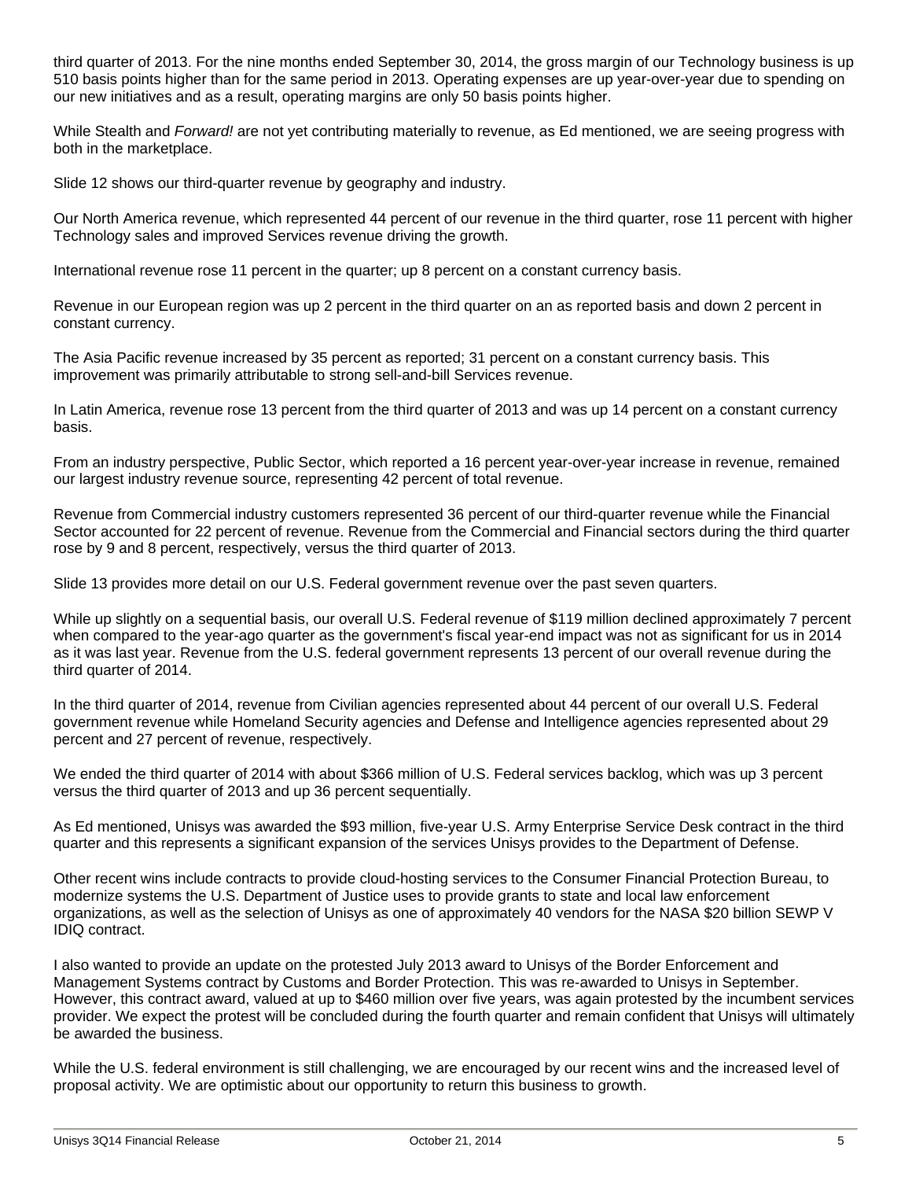third quarter of 2013. For the nine months ended September 30, 2014, the gross margin of our Technology business is up 510 basis points higher than for the same period in 2013. Operating expenses are up year-over-year due to spending on our new initiatives and as a result, operating margins are only 50 basis points higher.

While Stealth and *Forward!* are not yet contributing materially to revenue, as Ed mentioned, we are seeing progress with both in the marketplace.

Slide 12 shows our third-quarter revenue by geography and industry.

Our North America revenue, which represented 44 percent of our revenue in the third quarter, rose 11 percent with higher Technology sales and improved Services revenue driving the growth.

International revenue rose 11 percent in the quarter; up 8 percent on a constant currency basis.

Revenue in our European region was up 2 percent in the third quarter on an as reported basis and down 2 percent in constant currency.

The Asia Pacific revenue increased by 35 percent as reported; 31 percent on a constant currency basis. This improvement was primarily attributable to strong sell-and-bill Services revenue.

In Latin America, revenue rose 13 percent from the third quarter of 2013 and was up 14 percent on a constant currency basis.

From an industry perspective, Public Sector, which reported a 16 percent year-over-year increase in revenue, remained our largest industry revenue source, representing 42 percent of total revenue.

Revenue from Commercial industry customers represented 36 percent of our third-quarter revenue while the Financial Sector accounted for 22 percent of revenue. Revenue from the Commercial and Financial sectors during the third quarter rose by 9 and 8 percent, respectively, versus the third quarter of 2013.

Slide 13 provides more detail on our U.S. Federal government revenue over the past seven quarters.

While up slightly on a sequential basis, our overall U.S. Federal revenue of $119 million declined approximately 7 percent when compared to the year-ago quarter as the government's fiscal year-end impact was not as significant for us in 2014 as it was last year. Revenue from the U.S. federal government represents 13 percent of our overall revenue during the third quarter of 2014.

In the third quarter of 2014, revenue from Civilian agencies represented about 44 percent of our overall U.S. Federal government revenue while Homeland Security agencies and Defense and Intelligence agencies represented about 29 percent and 27 percent of revenue, respectively.

We ended the third quarter of 2014 with about $366 million of U.S. Federal services backlog, which was up 3 percent versus the third quarter of 2013 and up 36 percent sequentially.

As Ed mentioned, Unisys was awarded the $93 million, five-year U.S. Army Enterprise Service Desk contract in the third quarter and this represents a significant expansion of the services Unisys provides to the Department of Defense.

Other recent wins include contracts to provide cloud-hosting services to the Consumer Financial Protection Bureau, to modernize systems the U.S. Department of Justice uses to provide grants to state and local law enforcement organizations, as well as the selection of Unisys as one of approximately 40 vendors for the NASA $20 billion SEWP V IDIQ contract.

I also wanted to provide an update on the protested July 2013 award to Unisys of the Border Enforcement and Management Systems contract by Customs and Border Protection. This was re-awarded to Unisys in September. However, this contract award, valued at up to $460 million over five years, was again protested by the incumbent services provider. We expect the protest will be concluded during the fourth quarter and remain confident that Unisys will ultimately be awarded the business.

While the U.S. federal environment is still challenging, we are encouraged by our recent wins and the increased level of proposal activity. We are optimistic about our opportunity to return this business to growth.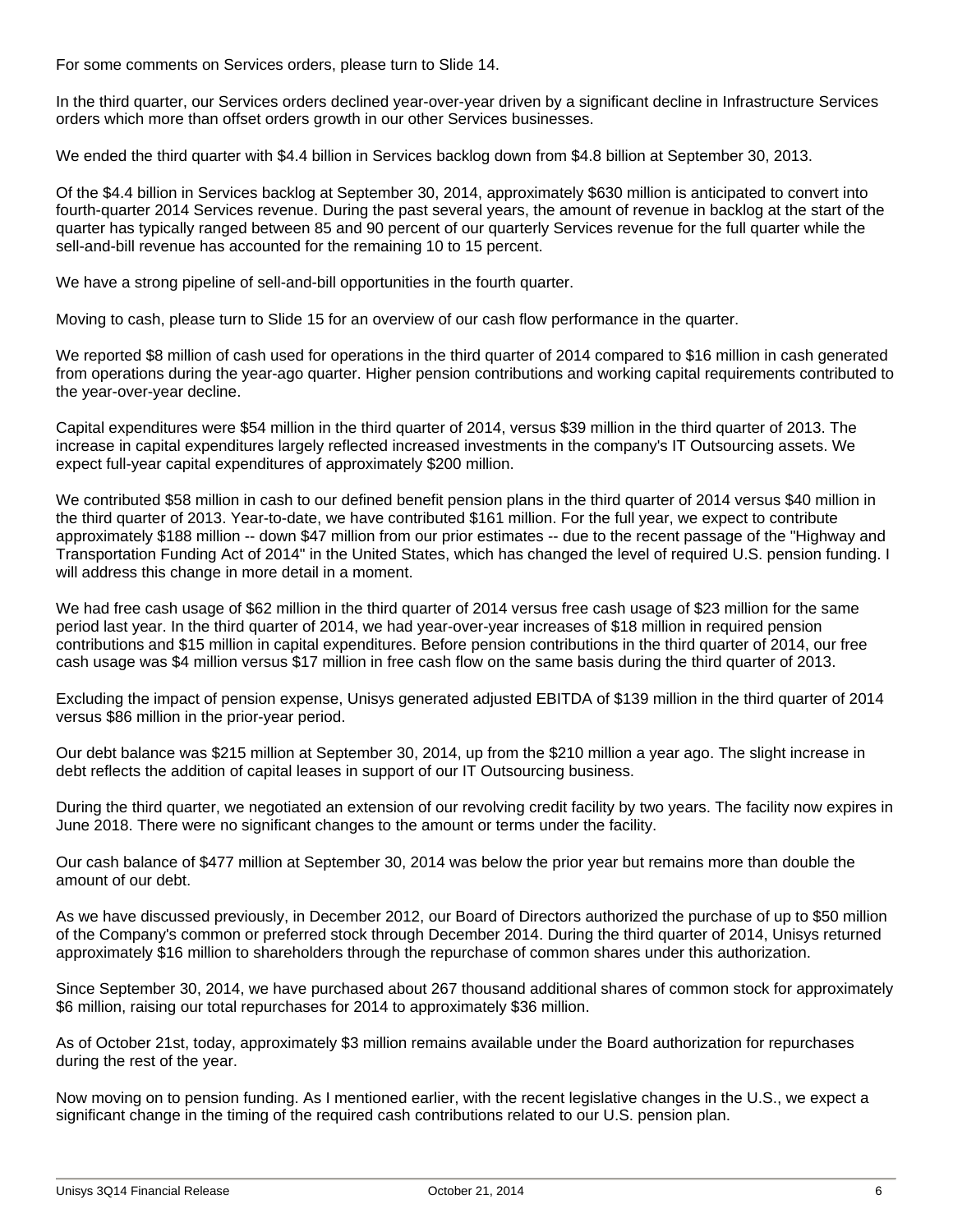For some comments on Services orders, please turn to Slide 14.

In the third quarter, our Services orders declined year-over-year driven by a significant decline in Infrastructure Services orders which more than offset orders growth in our other Services businesses.

We ended the third quarter with $4.4 billion in Services backlog down from $4.8 billion at September 30, 2013.

Of the $4.4 billion in Services backlog at September 30, 2014, approximately $630 million is anticipated to convert into fourth-quarter 2014 Services revenue. During the past several years, the amount of revenue in backlog at the start of the quarter has typically ranged between 85 and 90 percent of our quarterly Services revenue for the full quarter while the sell-and-bill revenue has accounted for the remaining 10 to 15 percent.

We have a strong pipeline of sell-and-bill opportunities in the fourth quarter.

Moving to cash, please turn to Slide 15 for an overview of our cash flow performance in the quarter.

We reported $8 million of cash used for operations in the third quarter of 2014 compared to $16 million in cash generated from operations during the year-ago quarter. Higher pension contributions and working capital requirements contributed to the year-over-year decline.

Capital expenditures were $54 million in the third quarter of 2014, versus $39 million in the third quarter of 2013. The increase in capital expenditures largely reflected increased investments in the company's IT Outsourcing assets. We expect full-year capital expenditures of approximately $200 million.

We contributed $58 million in cash to our defined benefit pension plans in the third quarter of 2014 versus $40 million in the third quarter of 2013. Year-to-date, we have contributed $161 million. For the full year, we expect to contribute approximately $188 million -- down $47 million from our prior estimates -- due to the recent passage of the "Highway and Transportation Funding Act of 2014" in the United States, which has changed the level of required U.S. pension funding. I will address this change in more detail in a moment.

We had free cash usage of $62 million in the third quarter of 2014 versus free cash usage of $23 million for the same period last year. In the third quarter of 2014, we had year-over-year increases of $18 million in required pension contributions and $15 million in capital expenditures. Before pension contributions in the third quarter of 2014, our free cash usage was $4 million versus $17 million in free cash flow on the same basis during the third quarter of 2013.

Excluding the impact of pension expense, Unisys generated adjusted EBITDA of $139 million in the third quarter of 2014 versus $86 million in the prior-year period.

Our debt balance was $215 million at September 30, 2014, up from the $210 million a year ago. The slight increase in debt reflects the addition of capital leases in support of our IT Outsourcing business.

During the third quarter, we negotiated an extension of our revolving credit facility by two years. The facility now expires in June 2018. There were no significant changes to the amount or terms under the facility.

Our cash balance of $477 million at September 30, 2014 was below the prior year but remains more than double the amount of our debt.

As we have discussed previously, in December 2012, our Board of Directors authorized the purchase of up to $50 million of the Company's common or preferred stock through December 2014. During the third quarter of 2014, Unisys returned approximately $16 million to shareholders through the repurchase of common shares under this authorization.

Since September 30, 2014, we have purchased about 267 thousand additional shares of common stock for approximately $6 million, raising our total repurchases for 2014 to approximately $36 million.

As of October 21st, today, approximately $3 million remains available under the Board authorization for repurchases during the rest of the year.

Now moving on to pension funding. As I mentioned earlier, with the recent legislative changes in the U.S., we expect a significant change in the timing of the required cash contributions related to our U.S. pension plan.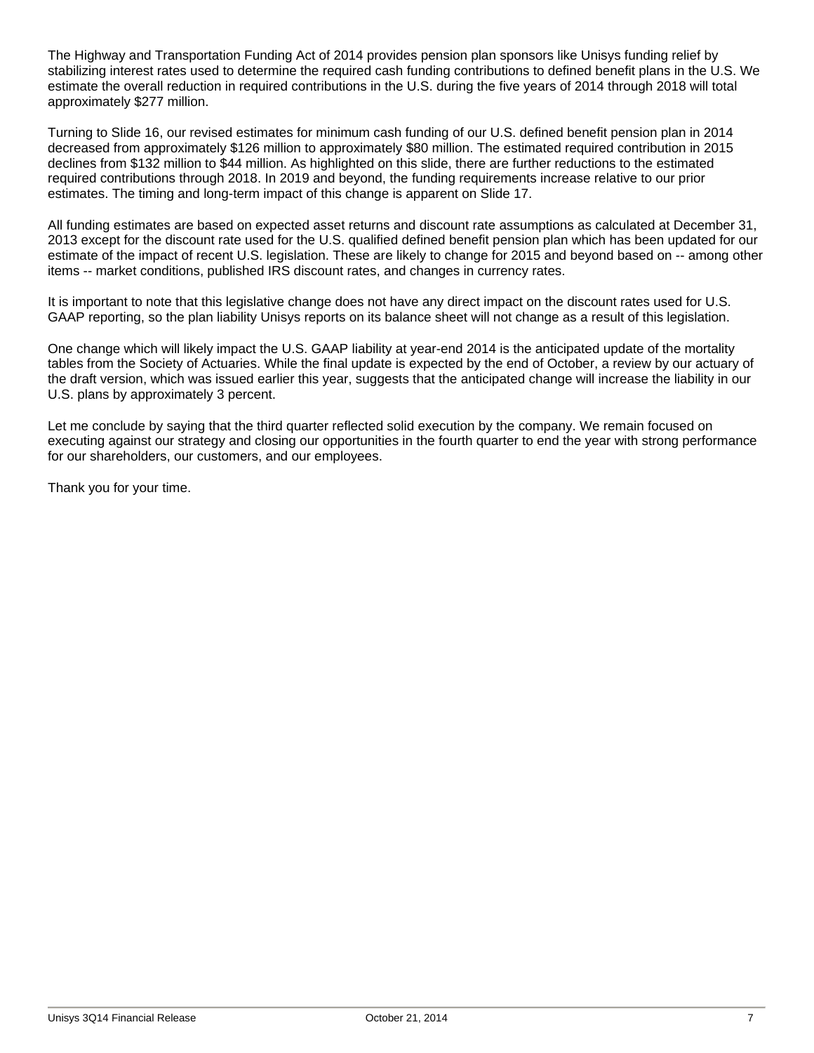The Highway and Transportation Funding Act of 2014 provides pension plan sponsors like Unisys funding relief by stabilizing interest rates used to determine the required cash funding contributions to defined benefit plans in the U.S. We estimate the overall reduction in required contributions in the U.S. during the five years of 2014 through 2018 will total approximately $277 million.

Turning to Slide 16, our revised estimates for minimum cash funding of our U.S. defined benefit pension plan in 2014 decreased from approximately $126 million to approximately $80 million. The estimated required contribution in 2015 declines from $132 million to $44 million. As highlighted on this slide, there are further reductions to the estimated required contributions through 2018. In 2019 and beyond, the funding requirements increase relative to our prior estimates. The timing and long-term impact of this change is apparent on Slide 17.

All funding estimates are based on expected asset returns and discount rate assumptions as calculated at December 31, 2013 except for the discount rate used for the U.S. qualified defined benefit pension plan which has been updated for our estimate of the impact of recent U.S. legislation. These are likely to change for 2015 and beyond based on -- among other items -- market conditions, published IRS discount rates, and changes in currency rates.

It is important to note that this legislative change does not have any direct impact on the discount rates used for U.S. GAAP reporting, so the plan liability Unisys reports on its balance sheet will not change as a result of this legislation.

One change which will likely impact the U.S. GAAP liability at year-end 2014 is the anticipated update of the mortality tables from the Society of Actuaries. While the final update is expected by the end of October, a review by our actuary of the draft version, which was issued earlier this year, suggests that the anticipated change will increase the liability in our U.S. plans by approximately 3 percent.

Let me conclude by saying that the third quarter reflected solid execution by the company. We remain focused on executing against our strategy and closing our opportunities in the fourth quarter to end the year with strong performance for our shareholders, our customers, and our employees.

Thank you for your time.